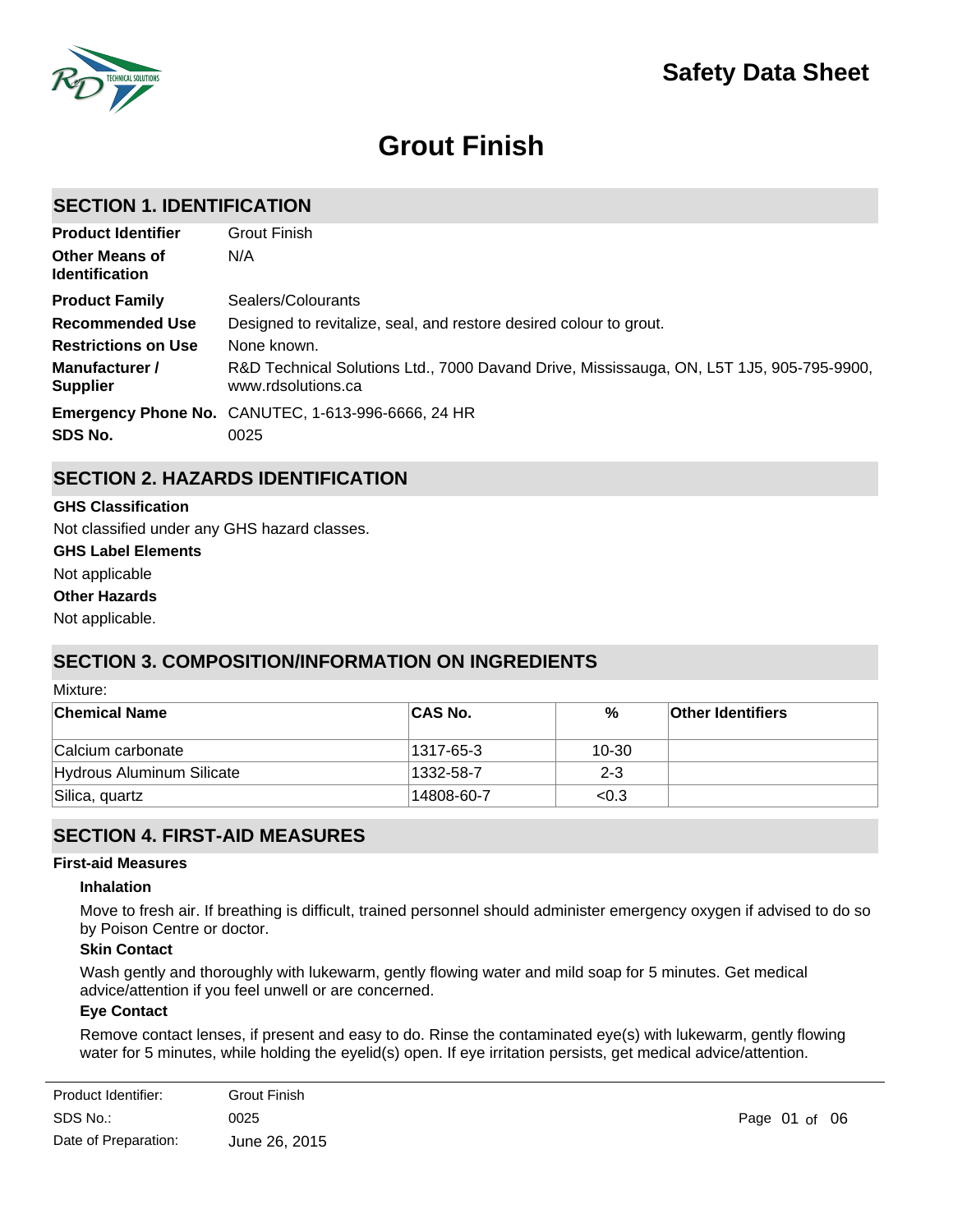# Safety Data Sheet

# Grout Finish

## SECTION 1. IDENTIFICATION

| | |
|---|---|
| **Product Identifier** | Grout Finish |
| **Other Means of Identification** | N/A |
| **Product Family** | Sealers/Colourants |
| **Recommended Use** | Designed to revitalize, seal, and restore desired colour to grout. |
| **Restrictions on Use** | None known. |
| **Manufacturer / Supplier** | R&D Technical Solutions Ltd., 7000 Davand Drive, Mississauga, ON, L5T 1J5, 905-795-9900, www.rdsolutions.ca |
| **Emergency Phone No.** | CANUTEC, 1-613-996-6666, 24 HR |
| **SDS No.** | 0025 |

## SECTION 2. HAZARDS IDENTIFICATION

**GHS Classification**

Not classified under any GHS hazard classes.

**GHS Label Elements**

Not applicable

**Other Hazards**

Not applicable.

## SECTION 3. COMPOSITION/INFORMATION ON INGREDIENTS

Mixture:

| Chemical Name | CAS No. | % | Other Identifiers |
|---|---|---|---|
| Calcium carbonate | 1317-65-3 | 10-30 | |
| Hydrous Aluminum Silicate | 1332-58-7 | 2-3 | |
| Silica, quartz | 14808-60-7 | <0.3 | |

## SECTION 4. FIRST-AID MEASURES

**First-aid Measures**

### Inhalation

Move to fresh air. If breathing is difficult, trained personnel should administer emergency oxygen if advised to do so by Poison Centre or doctor.

### Skin Contact

Wash gently and thoroughly with lukewarm, gently flowing water and mild soap for 5 minutes. Get medical advice/attention if you feel unwell or are concerned.

### Eye Contact

Remove contact lenses, if present and easy to do. Rinse the contaminated eye(s) with lukewarm, gently flowing water for 5 minutes, while holding the eyelid(s) open. If eye irritation persists, get medical advice/attention.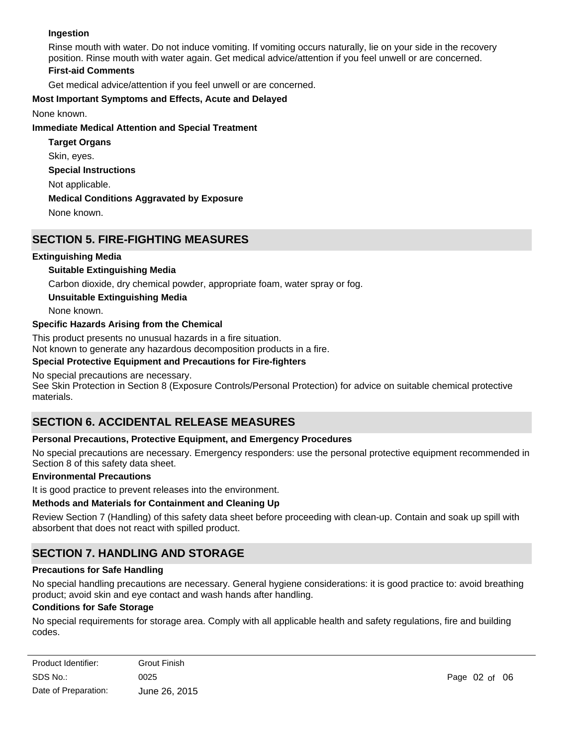**Ingestion**

Rinse mouth with water. Do not induce vomiting. If vomiting occurs naturally, lie on your side in the recovery position. Rinse mouth with water again. Get medical advice/attention if you feel unwell or are concerned.

**First-aid Comments**

Get medical advice/attention if you feel unwell or are concerned.

**Most Important Symptoms and Effects, Acute and Delayed**

None known.

**Immediate Medical Attention and Special Treatment**

**Target Organs**

Skin, eyes.

**Special Instructions**

Not applicable.

**Medical Conditions Aggravated by Exposure**

None known.

## SECTION 5. FIRE-FIGHTING MEASURES

**Extinguishing Media**

**Suitable Extinguishing Media**

Carbon dioxide, dry chemical powder, appropriate foam, water spray or fog.

**Unsuitable Extinguishing Media**

None known.

**Specific Hazards Arising from the Chemical**

This product presents no unusual hazards in a fire situation.
Not known to generate any hazardous decomposition products in a fire.

**Special Protective Equipment and Precautions for Fire-fighters**

No special precautions are necessary.
See Skin Protection in Section 8 (Exposure Controls/Personal Protection) for advice on suitable chemical protective materials.

## SECTION 6. ACCIDENTAL RELEASE MEASURES

**Personal Precautions, Protective Equipment, and Emergency Procedures**

No special precautions are necessary. Emergency responders: use the personal protective equipment recommended in Section 8 of this safety data sheet.

**Environmental Precautions**

It is good practice to prevent releases into the environment.

**Methods and Materials for Containment and Cleaning Up**

Review Section 7 (Handling) of this safety data sheet before proceeding with clean-up. Contain and soak up spill with absorbent that does not react with spilled product.

## SECTION 7. HANDLING AND STORAGE

**Precautions for Safe Handling**

No special handling precautions are necessary. General hygiene considerations: it is good practice to: avoid breathing product; avoid skin and eye contact and wash hands after handling.

**Conditions for Safe Storage**

No special requirements for storage area. Comply with all applicable health and safety regulations, fire and building codes.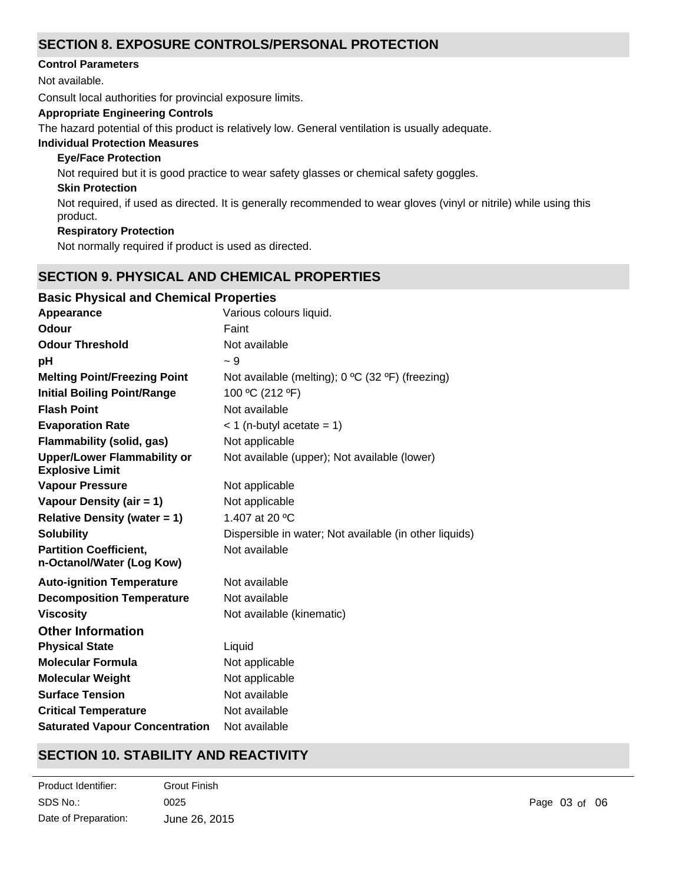## SECTION 8. EXPOSURE CONTROLS/PERSONAL PROTECTION

**Control Parameters**

Not available.

Consult local authorities for provincial exposure limits.

**Appropriate Engineering Controls**

The hazard potential of this product is relatively low. General ventilation is usually adequate.

**Individual Protection Measures**

**Eye/Face Protection**

Not required but it is good practice to wear safety glasses or chemical safety goggles.

**Skin Protection**

Not required, if used as directed. It is generally recommended to wear gloves (vinyl or nitrile) while using this product.

**Respiratory Protection**

Not normally required if product is used as directed.

## SECTION 9. PHYSICAL AND CHEMICAL PROPERTIES

### Basic Physical and Chemical Properties

| Property | Value |
|---|---|
| **Appearance** | Various colours liquid. |
| **Odour** | Faint |
| **Odour Threshold** | Not available |
| **pH** | ~ 9 |
| **Melting Point/Freezing Point** | Not available (melting); 0 ºC (32 ºF) (freezing) |
| **Initial Boiling Point/Range** | 100 ºC (212 ºF) |
| **Flash Point** | Not available |
| **Evaporation Rate** | < 1 (n-butyl acetate = 1) |
| **Flammability (solid, gas)** | Not applicable |
| **Upper/Lower Flammability or Explosive Limit** | Not available (upper); Not available (lower) |
| **Vapour Pressure** | Not applicable |
| **Vapour Density (air = 1)** | Not applicable |
| **Relative Density (water = 1)** | 1.407 at 20 ºC |
| **Solubility** | Dispersible in water; Not available (in other liquids) |
| **Partition Coefficient, n-Octanol/Water (Log Kow)** | Not available |
| **Auto-ignition Temperature** | Not available |
| **Decomposition Temperature** | Not available |
| **Viscosity** | Not available (kinematic) |

### Other Information

| Property | Value |
|---|---|
| **Physical State** | Liquid |
| **Molecular Formula** | Not applicable |
| **Molecular Weight** | Not applicable |
| **Surface Tension** | Not available |
| **Critical Temperature** | Not available |
| **Saturated Vapour Concentration** | Not available |

## SECTION 10. STABILITY AND REACTIVITY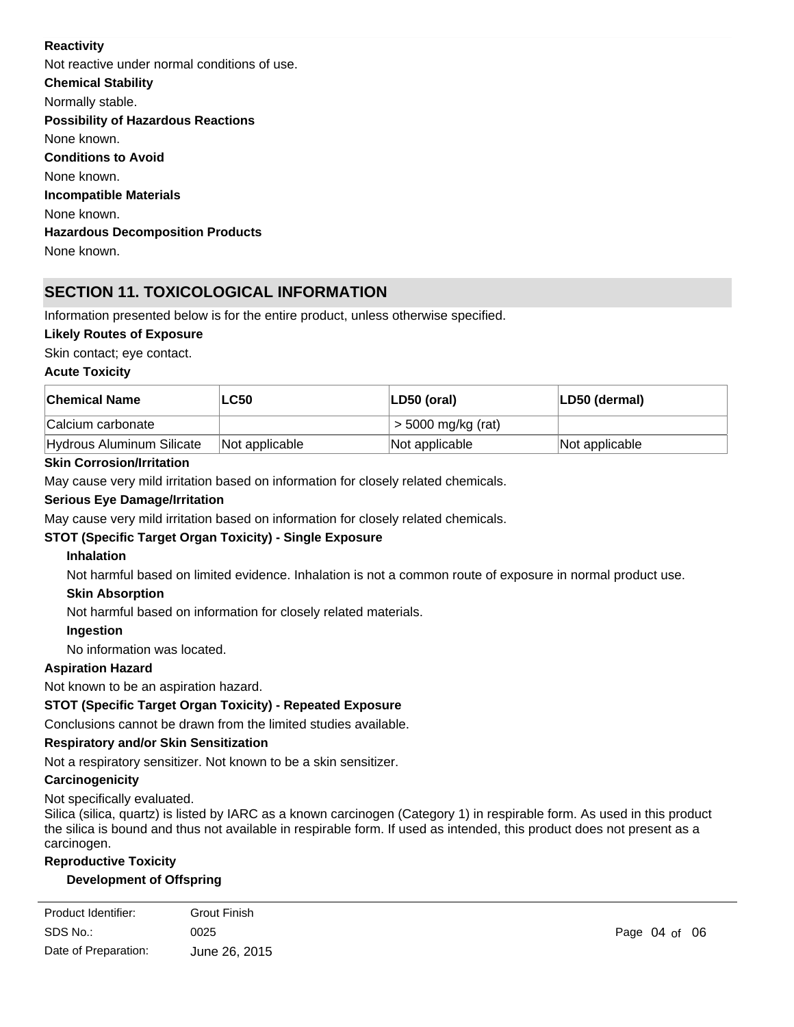**Reactivity**

Not reactive under normal conditions of use.

**Chemical Stability**

Normally stable.

**Possibility of Hazardous Reactions**

None known.

**Conditions to Avoid**

None known.

**Incompatible Materials**

None known.

**Hazardous Decomposition Products**

None known.

## SECTION 11. TOXICOLOGICAL INFORMATION

Information presented below is for the entire product, unless otherwise specified.

**Likely Routes of Exposure**

Skin contact; eye contact.

**Acute Toxicity**

| Chemical Name | LC50 | LD50 (oral) | LD50 (dermal) |
|---|---|---|---|
| Calcium carbonate | | > 5000 mg/kg (rat) | |
| Hydrous Aluminum Silicate | Not applicable | Not applicable | Not applicable |

**Skin Corrosion/Irritation**

May cause very mild irritation based on information for closely related chemicals.

**Serious Eye Damage/Irritation**

May cause very mild irritation based on information for closely related chemicals.

**STOT (Specific Target Organ Toxicity) - Single Exposure**

**Inhalation**

Not harmful based on limited evidence. Inhalation is not a common route of exposure in normal product use.

**Skin Absorption**

Not harmful based on information for closely related materials.

**Ingestion**

No information was located.

**Aspiration Hazard**

Not known to be an aspiration hazard.

**STOT (Specific Target Organ Toxicity) - Repeated Exposure**

Conclusions cannot be drawn from the limited studies available.

**Respiratory and/or Skin Sensitization**

Not a respiratory sensitizer. Not known to be a skin sensitizer.

**Carcinogenicity**

Not specifically evaluated.
Silica (silica, quartz) is listed by IARC as a known carcinogen (Category 1) in respirable form. As used in this product the silica is bound and thus not available in respirable form. If used as intended, this product does not present as a carcinogen.

**Reproductive Toxicity**

**Development of Offspring**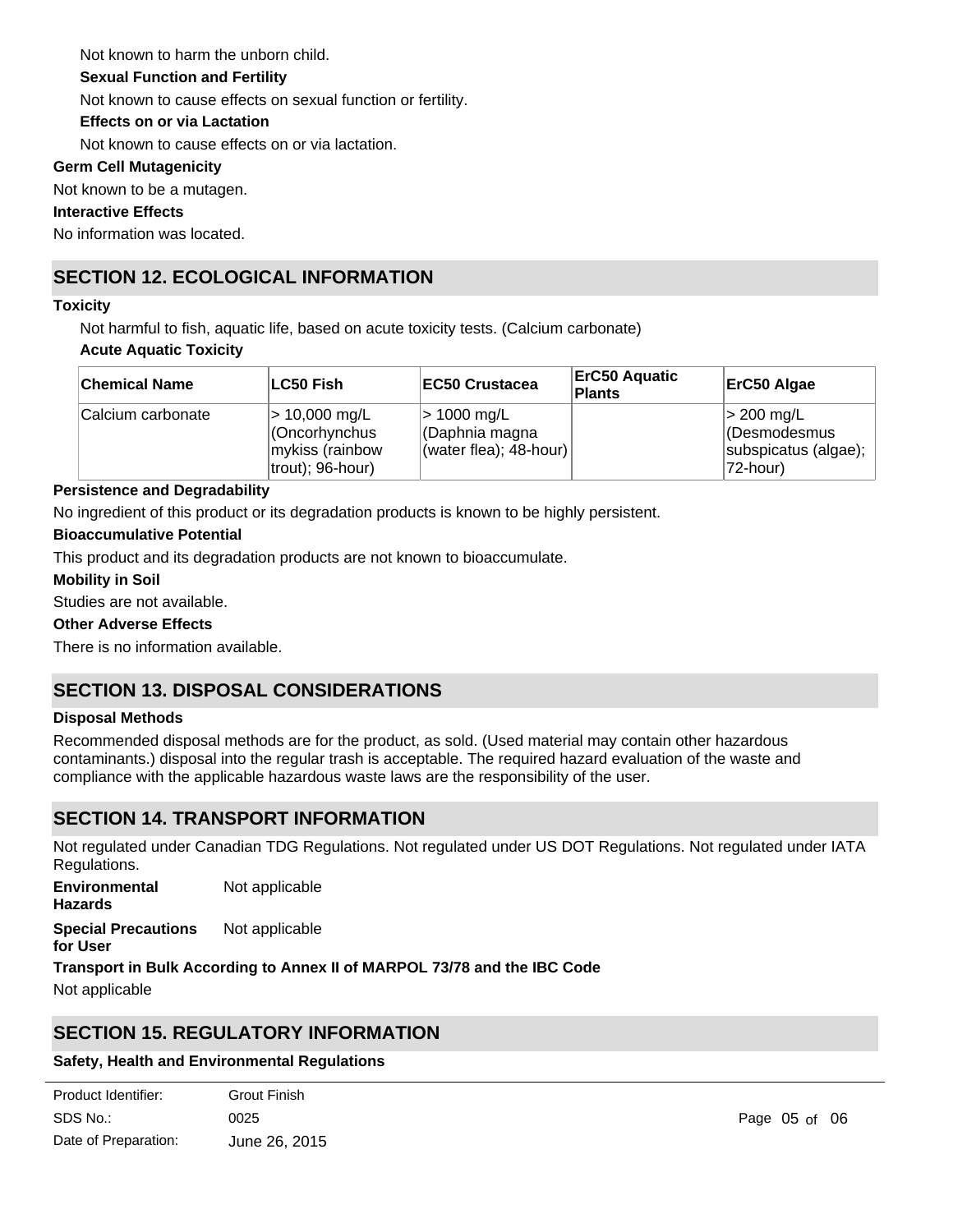Not known to harm the unborn child.

**Sexual Function and Fertility**

Not known to cause effects on sexual function or fertility.

**Effects on or via Lactation**

Not known to cause effects on or via lactation.

**Germ Cell Mutagenicity**

Not known to be a mutagen.

**Interactive Effects**

No information was located.

## SECTION 12. ECOLOGICAL INFORMATION

**Toxicity**

Not harmful to fish, aquatic life, based on acute toxicity tests. (Calcium carbonate)

**Acute Aquatic Toxicity**

| Chemical Name | LC50 Fish | EC50 Crustacea | ErC50 Aquatic Plants | ErC50 Algae |
|---|---|---|---|---|
| Calcium carbonate | > 10,000 mg/L (Oncorhynchus mykiss (rainbow trout); 96-hour) | > 1000 mg/L (Daphnia magna (water flea); 48-hour) | | > 200 mg/L (Desmodesmus subspicatus (algae); 72-hour) |

**Persistence and Degradability**

No ingredient of this product or its degradation products is known to be highly persistent.

**Bioaccumulative Potential**

This product and its degradation products are not known to bioaccumulate.

**Mobility in Soil**

Studies are not available.

**Other Adverse Effects**

There is no information available.

## SECTION 13. DISPOSAL CONSIDERATIONS

**Disposal Methods**

Recommended disposal methods are for the product, as sold. (Used material may contain other hazardous contaminants.) disposal into the regular trash is acceptable. The required hazard evaluation of the waste and compliance with the applicable hazardous waste laws are the responsibility of the user.

## SECTION 14. TRANSPORT INFORMATION

Not regulated under Canadian TDG Regulations. Not regulated under US DOT Regulations. Not regulated under IATA Regulations.

**Environmental Hazards** Not applicable

**Special Precautions for User** Not applicable

**Transport in Bulk According to Annex II of MARPOL 73/78 and the IBC Code**

Not applicable

## SECTION 15. REGULATORY INFORMATION

**Safety, Health and Environmental Regulations**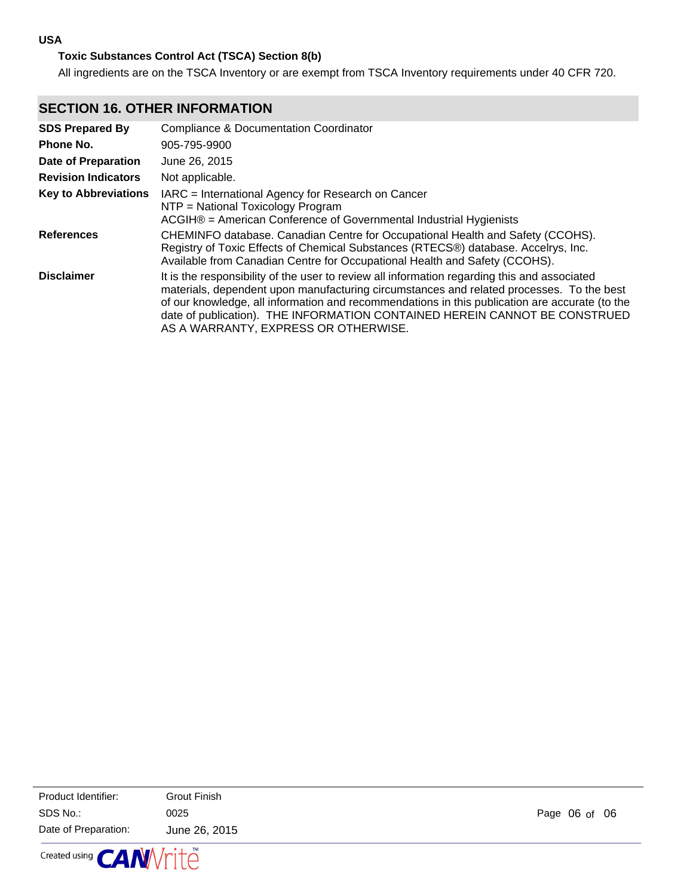**USA**

**Toxic Substances Control Act (TSCA) Section 8(b)**

All ingredients are on the TSCA Inventory or are exempt from TSCA Inventory requirements under 40 CFR 720.

## SECTION 16. OTHER INFORMATION

| | |
|---|---|
| **SDS Prepared By** | Compliance & Documentation Coordinator |
| **Phone No.** | 905-795-9900 |
| **Date of Preparation** | June 26, 2015 |
| **Revision Indicators** | Not applicable. |
| **Key to Abbreviations** | IARC = International Agency for Research on Cancer<br>NTP = National Toxicology Program<br>ACGIH® = American Conference of Governmental Industrial Hygienists |
| **References** | CHEMINFO database. Canadian Centre for Occupational Health and Safety (CCOHS).<br>Registry of Toxic Effects of Chemical Substances (RTECS®) database. Accelrys, Inc.<br>Available from Canadian Centre for Occupational Health and Safety (CCOHS). |
| **Disclaimer** | It is the responsibility of the user to review all information regarding this and associated materials, dependent upon manufacturing circumstances and related processes. To the best of our knowledge, all information and recommendations in this publication are accurate (to the date of publication). THE INFORMATION CONTAINED HEREIN CANNOT BE CONSTRUED AS A WARRANTY, EXPRESS OR OTHERWISE. |